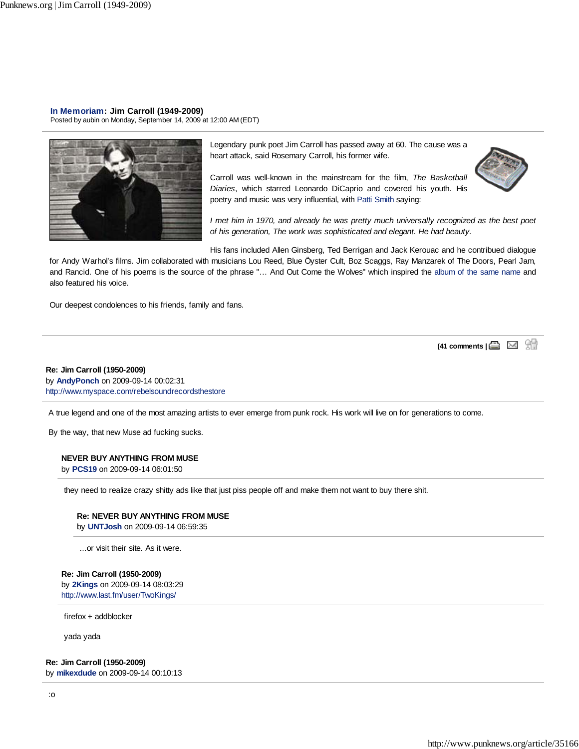**In Memoriam: Jim Carroll (1949-2009)**
Posted by aubin on Monday, September 14, 2009 at 12:00 AM (EDT)

Legendary punk poet Jim Carroll has passed away at 60. The cause was a heart attack, said Rosemary Carroll, his former wife.

Carroll was well-known in the mainstream for the film, *The Basketball Diaries*, which starred Leonardo DiCaprio and covered his youth. His poetry and music was very influential, with Patti Smith saying:

*I met him in 1970, and already he was pretty much universally recognized as the best poet of his generation, The work was sophisticated and elegant. He had beauty.*

His fans included Allen Ginsberg, Ted Berrigan and Jack Kerouac and he contribued dialogue for Andy Warhol's films. Jim collaborated with musicians Lou Reed, Blue Öyster Cult, Boz Scaggs, Ray Manzarek of The Doors, Pearl Jam, and Rancid. One of his poems is the source of the phrase "… And Out Come the Wolves" which inspired the album of the same name and also featured his voice.

Our deepest condolences to his friends, family and fans.

---

**(41 comments |**

**Re: Jim Carroll (1950-2009)**
by **AndyPonch** on 2009-09-14 00:02:31
http://www.myspace.com/rebelsoundrecordsthestore

A true legend and one of the most amazing artists to ever emerge from punk rock. His work will live on for generations to come.

By the way, that new Muse ad fucking sucks.

> **NEVER BUY ANYTHING FROM MUSE**
> by **PCS19** on 2009-09-14 06:01:50
>
> they need to realize crazy shitty ads like that just piss people off and make them not want to buy there shit.
>
> > **Re: NEVER BUY ANYTHING FROM MUSE**
> > by **UNTJosh** on 2009-09-14 06:59:35
> >
> > ...or visit their site. As it were.
>
> **Re: Jim Carroll (1950-2009)**
> by **2Kings** on 2009-09-14 08:03:29
> http://www.last.fm/user/TwoKings/
>
> firefox + addblocker
>
> yada yada

**Re: Jim Carroll (1950-2009)**
by **mikexdude** on 2009-09-14 00:10:13

:o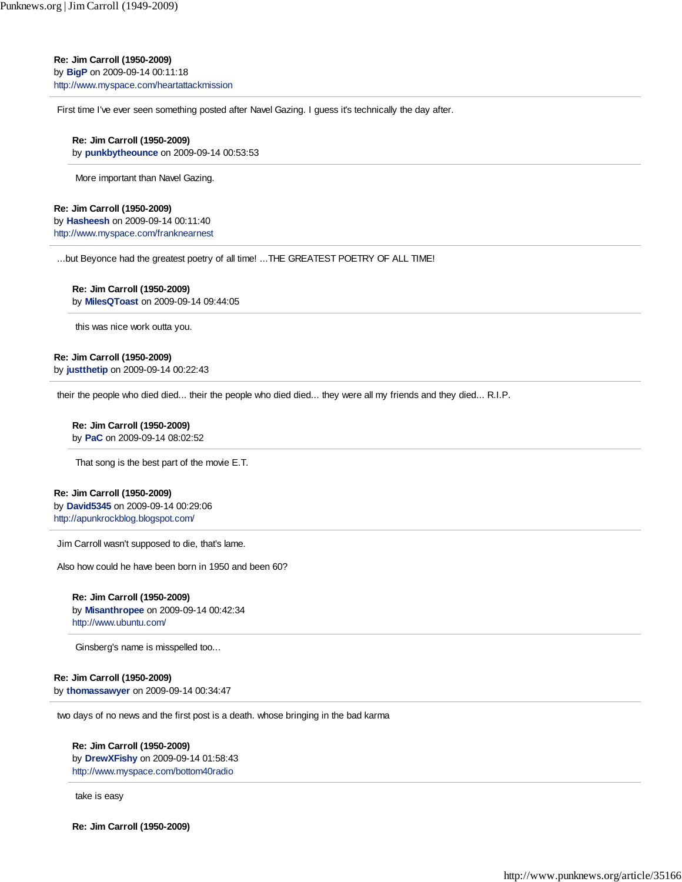**Re: Jim Carroll (1950-2009)**
by **BigP** on 2009-09-14 00:11:18
http://www.myspace.com/heartattackmission

First time I've ever seen something posted after Navel Gazing. I guess it's technically the day after.

> **Re: Jim Carroll (1950-2009)**
> by **punkbytheounce** on 2009-09-14 00:53:53
>
> More important than Navel Gazing.

**Re: Jim Carroll (1950-2009)**
by **Hasheesh** on 2009-09-14 00:11:40
http://www.myspace.com/franknearnest

...but Beyonce had the greatest poetry of all time! ...THE GREATEST POETRY OF ALL TIME!

> **Re: Jim Carroll (1950-2009)**
> by **MilesQToast** on 2009-09-14 09:44:05
>
> this was nice work outta you.

**Re: Jim Carroll (1950-2009)**
by **justthetip** on 2009-09-14 00:22:43

their the people who died died... their the people who died died... they were all my friends and they died... R.I.P.

> **Re: Jim Carroll (1950-2009)**
> by **PaC** on 2009-09-14 08:02:52
>
> That song is the best part of the movie E.T.

**Re: Jim Carroll (1950-2009)**
by **David5345** on 2009-09-14 00:29:06
http://apunkrockblog.blogspot.com/

Jim Carroll wasn't supposed to die, that's lame.

Also how could he have been born in 1950 and been 60?

> **Re: Jim Carroll (1950-2009)**
> by **Misanthropee** on 2009-09-14 00:42:34
> http://www.ubuntu.com/
>
> Ginsberg's name is misspelled too...

**Re: Jim Carroll (1950-2009)**
by **thomassawyer** on 2009-09-14 00:34:47

two days of no news and the first post is a death. whose bringing in the bad karma

> **Re: Jim Carroll (1950-2009)**
> by **DrewXFishy** on 2009-09-14 01:58:43
> http://www.myspace.com/bottom40radio
>
> take is easy

> **Re: Jim Carroll (1950-2009)**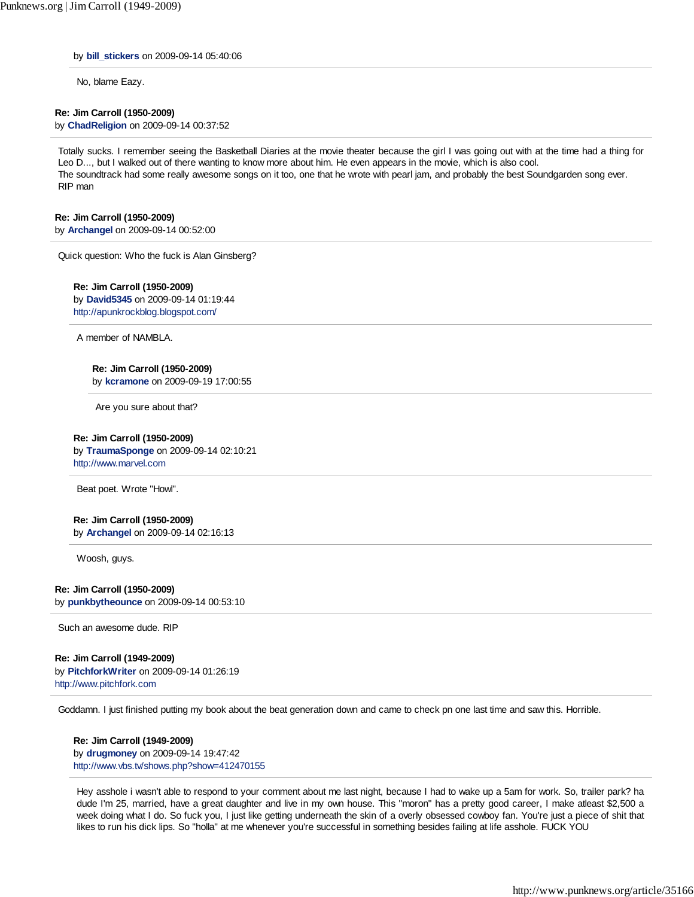by **bill_stickers** on 2009-09-14 05:40:06

No, blame Eazy.

**Re: Jim Carroll (1950-2009)**
by **ChadReligion** on 2009-09-14 00:37:52

Totally sucks. I remember seeing the Basketball Diaries at the movie theater because the girl I was going out with at the time had a thing for Leo D..., but I walked out of there wanting to know more about him. He even appears in the movie, which is also cool.
The soundtrack had some really awesome songs on it too, one that he wrote with pearl jam, and probably the best Soundgarden song ever.
RIP man

**Re: Jim Carroll (1950-2009)**
by **Archangel** on 2009-09-14 00:52:00

Quick question: Who the fuck is Alan Ginsberg?

**Re: Jim Carroll (1950-2009)**
by **David5345** on 2009-09-14 01:19:44
http://apunkrockblog.blogspot.com/

A member of NAMBLA.

**Re: Jim Carroll (1950-2009)**
by **kcramone** on 2009-09-19 17:00:55

Are you sure about that?

**Re: Jim Carroll (1950-2009)**
by **TraumaSponge** on 2009-09-14 02:10:21
http://www.marvel.com

Beat poet. Wrote "Howl".

**Re: Jim Carroll (1950-2009)**
by **Archangel** on 2009-09-14 02:16:13

Woosh, guys.

**Re: Jim Carroll (1950-2009)**
by **punkbytheounce** on 2009-09-14 00:53:10

Such an awesome dude. RIP

**Re: Jim Carroll (1949-2009)**
by **PitchforkWriter** on 2009-09-14 01:26:19
http://www.pitchfork.com

Goddamn. I just finished putting my book about the beat generation down and came to check pn one last time and saw this. Horrible.

**Re: Jim Carroll (1949-2009)**
by **drugmoney** on 2009-09-14 19:47:42
http://www.vbs.tv/shows.php?show=412470155

Hey asshole i wasn't able to respond to your comment about me last night, because I had to wake up a 5am for work. So, trailer park? ha dude I'm 25, married, have a great daughter and live in my own house. This "moron" has a pretty good career, I make atleast $2,500 a week doing what I do. So fuck you, I just like getting underneath the skin of a overly obsessed cowboy fan. You're just a piece of shit that likes to run his dick lips. So "holla" at me whenever you're successful in something besides failing at life asshole. FUCK YOU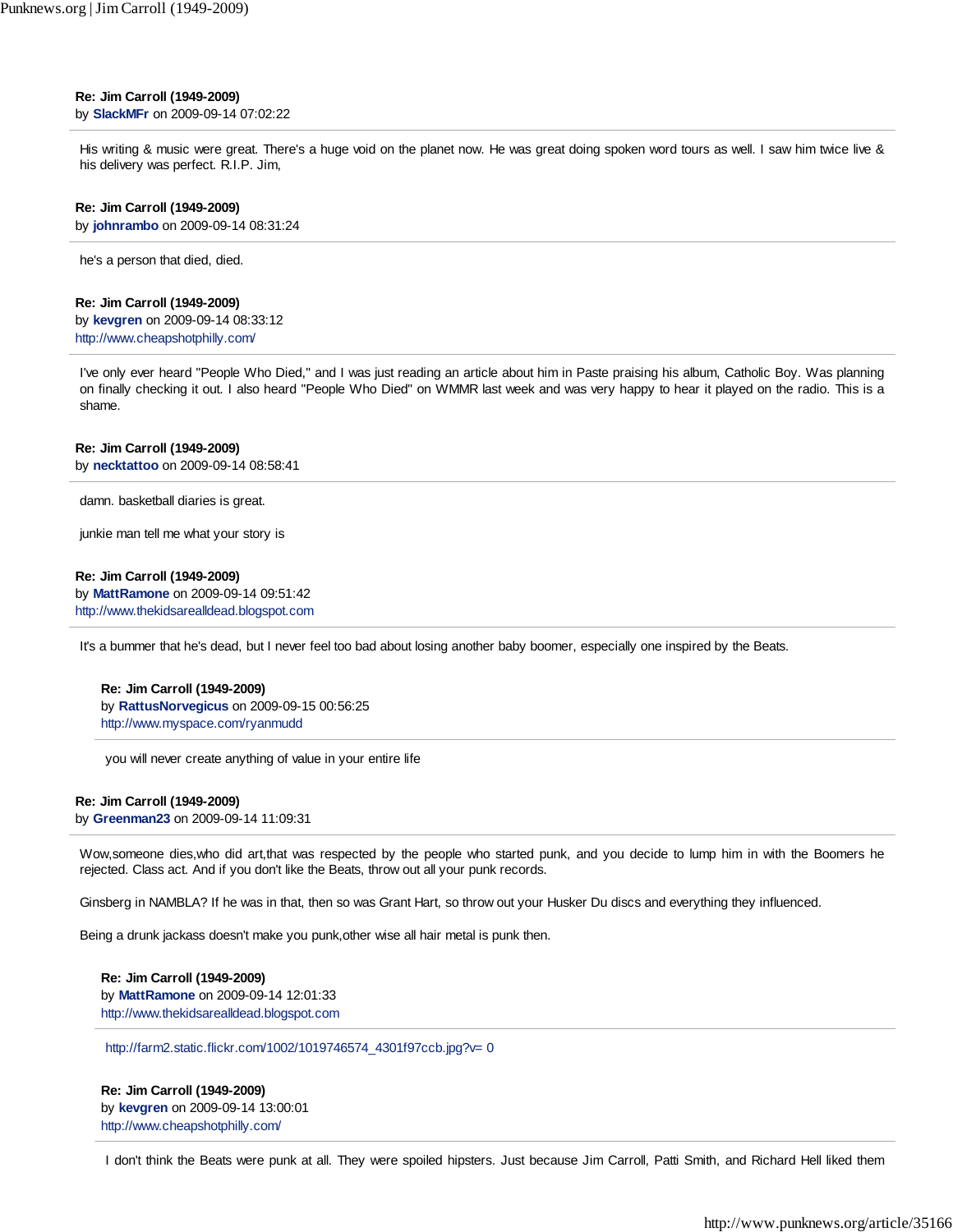**Re: Jim Carroll (1949-2009)**
by **SlackMFr** on 2009-09-14 07:02:22

His writing & music were great. There's a huge void on the planet now. He was great doing spoken word tours as well. I saw him twice live & his delivery was perfect. R.I.P. Jim,

**Re: Jim Carroll (1949-2009)**
by **johnrambo** on 2009-09-14 08:31:24

he's a person that died, died.

**Re: Jim Carroll (1949-2009)**
by **kevgren** on 2009-09-14 08:33:12
http://www.cheapshotphilly.com/

I've only ever heard "People Who Died," and I was just reading an article about him in Paste praising his album, Catholic Boy. Was planning on finally checking it out. I also heard "People Who Died" on WMMR last week and was very happy to hear it played on the radio. This is a shame.

**Re: Jim Carroll (1949-2009)**
by **necktattoo** on 2009-09-14 08:58:41

damn. basketball diaries is great.

junkie man tell me what your story is

**Re: Jim Carroll (1949-2009)**
by **MattRamone** on 2009-09-14 09:51:42
http://www.thekidsarealldead.blogspot.com

It's a bummer that he's dead, but I never feel too bad about losing another baby boomer, especially one inspired by the Beats.

> **Re: Jim Carroll (1949-2009)**
> by **RattusNorvegicus** on 2009-09-15 00:56:25
> http://www.myspace.com/ryanmudd
>
> you will never create anything of value in your entire life

**Re: Jim Carroll (1949-2009)**
by **Greenman23** on 2009-09-14 11:09:31

Wow,someone dies,who did art,that was respected by the people who started punk, and you decide to lump him in with the Boomers he rejected. Class act. And if you don't like the Beats, throw out all your punk records.

Ginsberg in NAMBLA? If he was in that, then so was Grant Hart, so throw out your Husker Du discs and everything they influenced.

Being a drunk jackass doesn't make you punk,other wise all hair metal is punk then.

> **Re: Jim Carroll (1949-2009)**
> by **MattRamone** on 2009-09-14 12:01:33
> http://www.thekidsarealldead.blogspot.com
>
> http://farm2.static.flickr.com/1002/1019746574_4301f97ccb.jpg?v= 0

> **Re: Jim Carroll (1949-2009)**
> by **kevgren** on 2009-09-14 13:00:01
> http://www.cheapshotphilly.com/
>
> I don't think the Beats were punk at all. They were spoiled hipsters. Just because Jim Carroll, Patti Smith, and Richard Hell liked them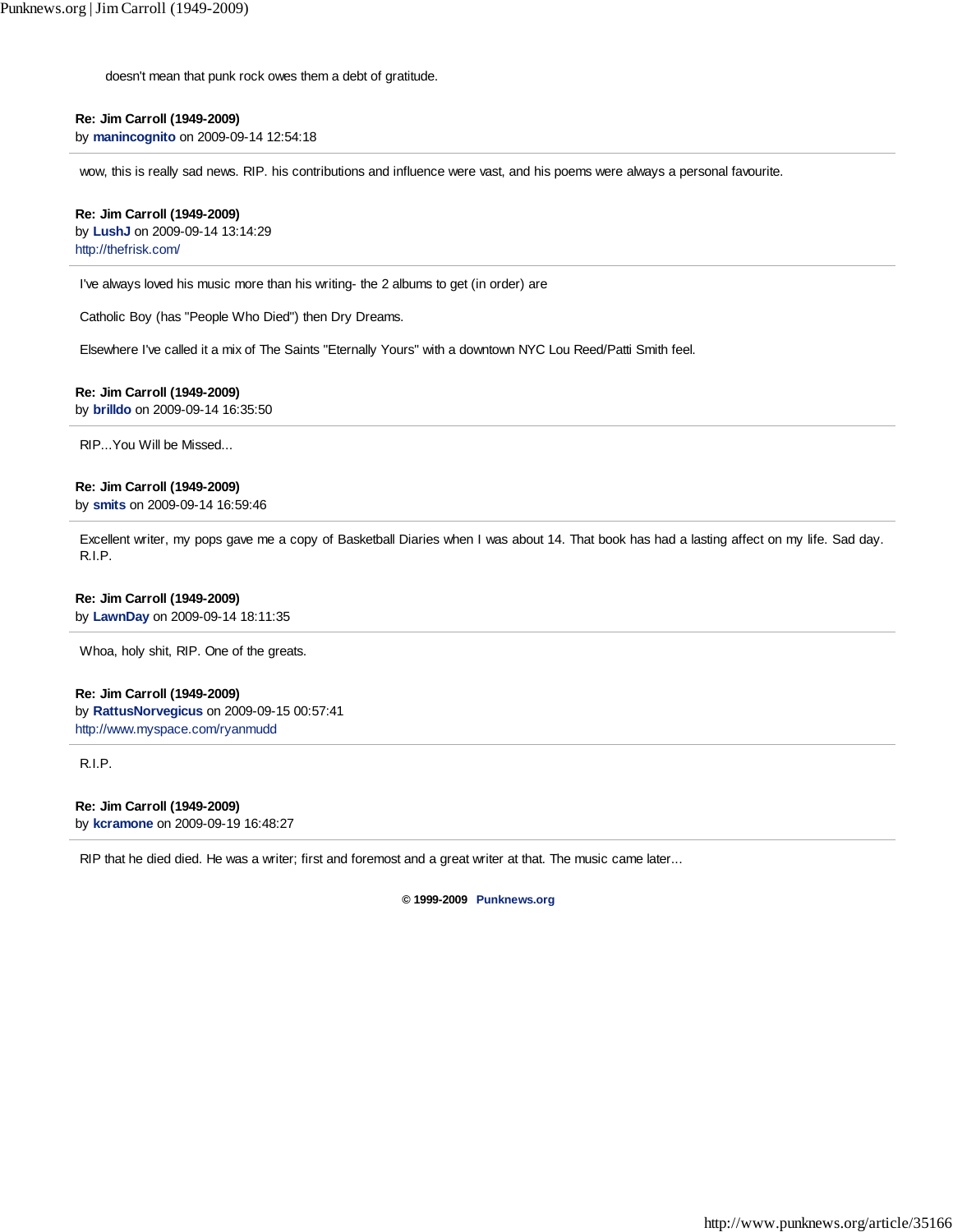doesn't mean that punk rock owes them a debt of gratitude.

**Re: Jim Carroll (1949-2009)**
by **manincognito** on 2009-09-14 12:54:18

wow, this is really sad news. RIP. his contributions and influence were vast, and his poems were always a personal favourite.

**Re: Jim Carroll (1949-2009)**
by **LushJ** on 2009-09-14 13:14:29
http://thefrisk.com/

I've always loved his music more than his writing- the 2 albums to get (in order) are

Catholic Boy (has "People Who Died") then Dry Dreams.

Elsewhere I've called it a mix of The Saints "Eternally Yours" with a downtown NYC Lou Reed/Patti Smith feel.

**Re: Jim Carroll (1949-2009)**
by **brilldo** on 2009-09-14 16:35:50

RIP...You Will be Missed...

**Re: Jim Carroll (1949-2009)**
by **smits** on 2009-09-14 16:59:46

Excellent writer, my pops gave me a copy of Basketball Diaries when I was about 14. That book has had a lasting affect on my life. Sad day. R.I.P.

**Re: Jim Carroll (1949-2009)**
by **LawnDay** on 2009-09-14 18:11:35

Whoa, holy shit, RIP. One of the greats.

**Re: Jim Carroll (1949-2009)**
by **RattusNorvegicus** on 2009-09-15 00:57:41
http://www.myspace.com/ryanmudd

R.I.P.

**Re: Jim Carroll (1949-2009)**
by **kcramone** on 2009-09-19 16:48:27

RIP that he died died. He was a writer; first and foremost and a great writer at that. The music came later...

**© 1999-2009 Punknews.org**